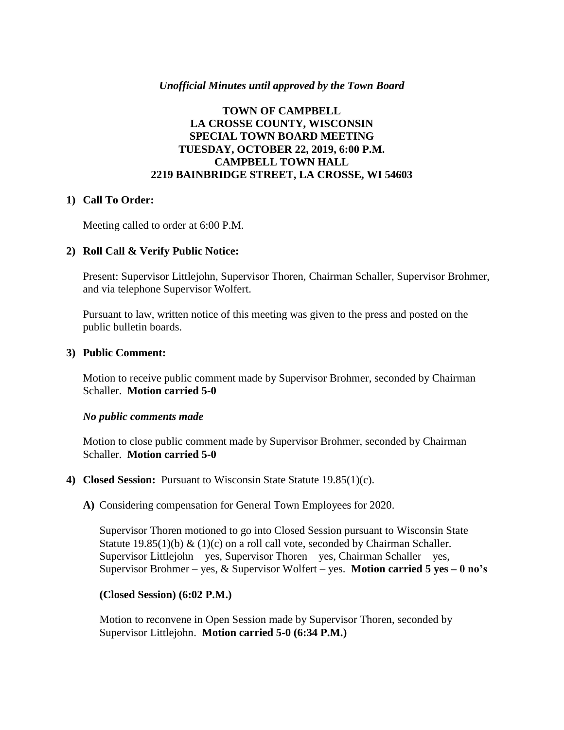*Unofficial Minutes until approved by the Town Board*

# TOWN OF CAMPBELL
# LA CROSSE COUNTY, WISCONSIN
# SPECIAL TOWN BOARD MEETING
# TUESDAY, OCTOBER 22, 2019, 6:00 P.M.
# CAMPBELL TOWN HALL
# 2219 BAINBRIDGE STREET, LA CROSSE, WI 54603

**1) Call To Order:**

Meeting called to order at 6:00 P.M.

**2) Roll Call & Verify Public Notice:**

Present: Supervisor Littlejohn, Supervisor Thoren, Chairman Schaller, Supervisor Brohmer, and via telephone Supervisor Wolfert.

Pursuant to law, written notice of this meeting was given to the press and posted on the public bulletin boards.

**3) Public Comment:**

Motion to receive public comment made by Supervisor Brohmer, seconded by Chairman Schaller. **Motion carried 5-0**

***No public comments made***

Motion to close public comment made by Supervisor Brohmer, seconded by Chairman Schaller. **Motion carried 5-0**

**4) Closed Session:** Pursuant to Wisconsin State Statute 19.85(1)(c).

**A)** Considering compensation for General Town Employees for 2020.

Supervisor Thoren motioned to go into Closed Session pursuant to Wisconsin State Statute 19.85(1)(b) & (1)(c) on a roll call vote, seconded by Chairman Schaller. Supervisor Littlejohn – yes, Supervisor Thoren – yes, Chairman Schaller – yes, Supervisor Brohmer – yes, & Supervisor Wolfert – yes. **Motion carried 5 yes – 0 no's**

**(Closed Session) (6:02 P.M.)**

Motion to reconvene in Open Session made by Supervisor Thoren, seconded by Supervisor Littlejohn. **Motion carried 5-0 (6:34 P.M.)**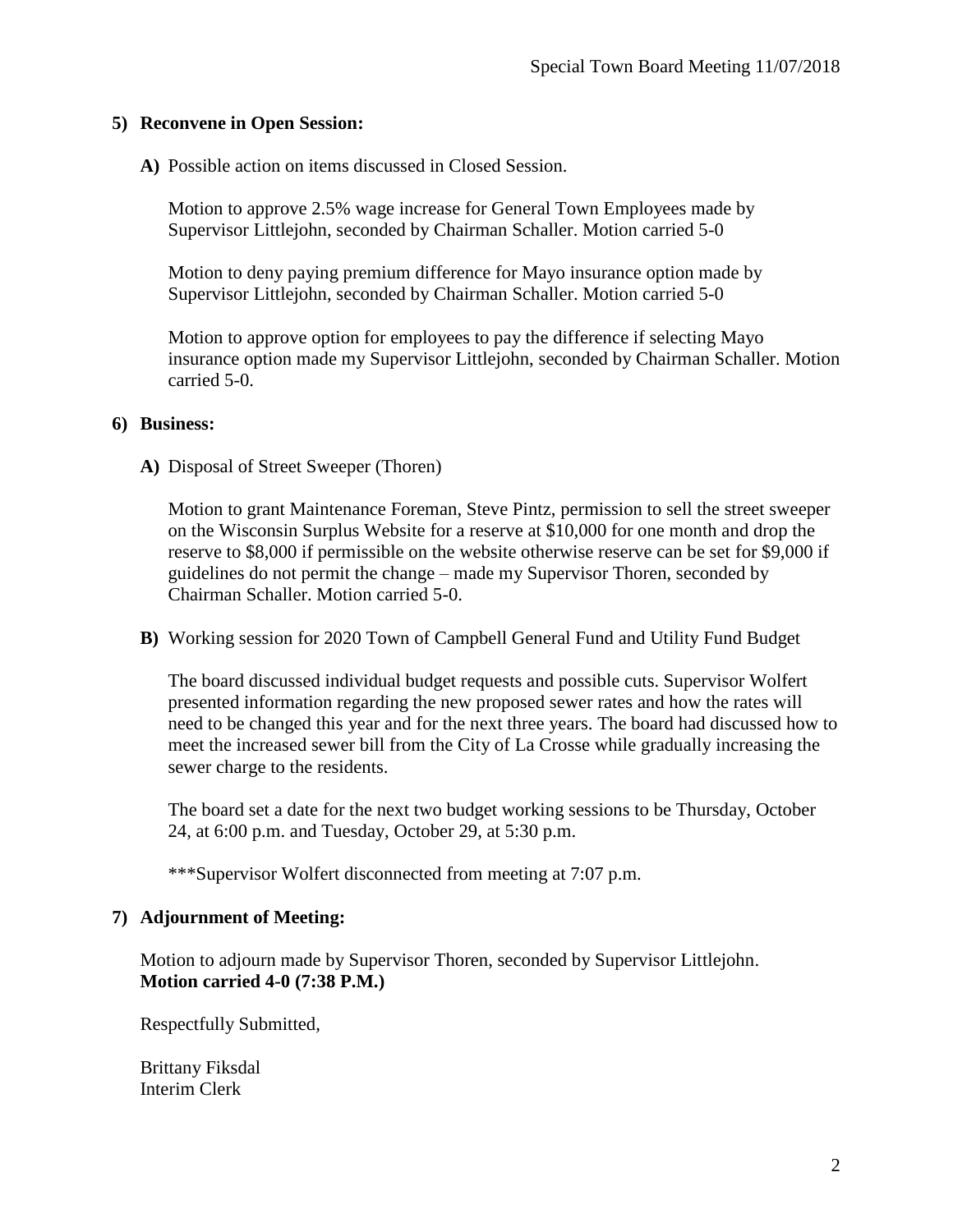## 5) Reconvene in Open Session:

**A)** Possible action on items discussed in Closed Session.

Motion to approve 2.5% wage increase for General Town Employees made by Supervisor Littlejohn, seconded by Chairman Schaller. Motion carried 5-0

Motion to deny paying premium difference for Mayo insurance option made by Supervisor Littlejohn, seconded by Chairman Schaller. Motion carried 5-0

Motion to approve option for employees to pay the difference if selecting Mayo insurance option made my Supervisor Littlejohn, seconded by Chairman Schaller. Motion carried 5-0.

## 6) Business:

**A)** Disposal of Street Sweeper (Thoren)

Motion to grant Maintenance Foreman, Steve Pintz, permission to sell the street sweeper on the Wisconsin Surplus Website for a reserve at $10,000 for one month and drop the reserve to $8,000 if permissible on the website otherwise reserve can be set for $9,000 if guidelines do not permit the change – made my Supervisor Thoren, seconded by Chairman Schaller. Motion carried 5-0.

**B)** Working session for 2020 Town of Campbell General Fund and Utility Fund Budget

The board discussed individual budget requests and possible cuts. Supervisor Wolfert presented information regarding the new proposed sewer rates and how the rates will need to be changed this year and for the next three years. The board had discussed how to meet the increased sewer bill from the City of La Crosse while gradually increasing the sewer charge to the residents.

The board set a date for the next two budget working sessions to be Thursday, October 24, at 6:00 p.m. and Tuesday, October 29, at 5:30 p.m.

***Supervisor Wolfert disconnected from meeting at 7:07 p.m.

## 7) Adjournment of Meeting:

Motion to adjourn made by Supervisor Thoren, seconded by Supervisor Littlejohn.
**Motion carried 4-0 (7:38 P.M.)**

Respectfully Submitted,

Brittany Fiksdal
Interim Clerk